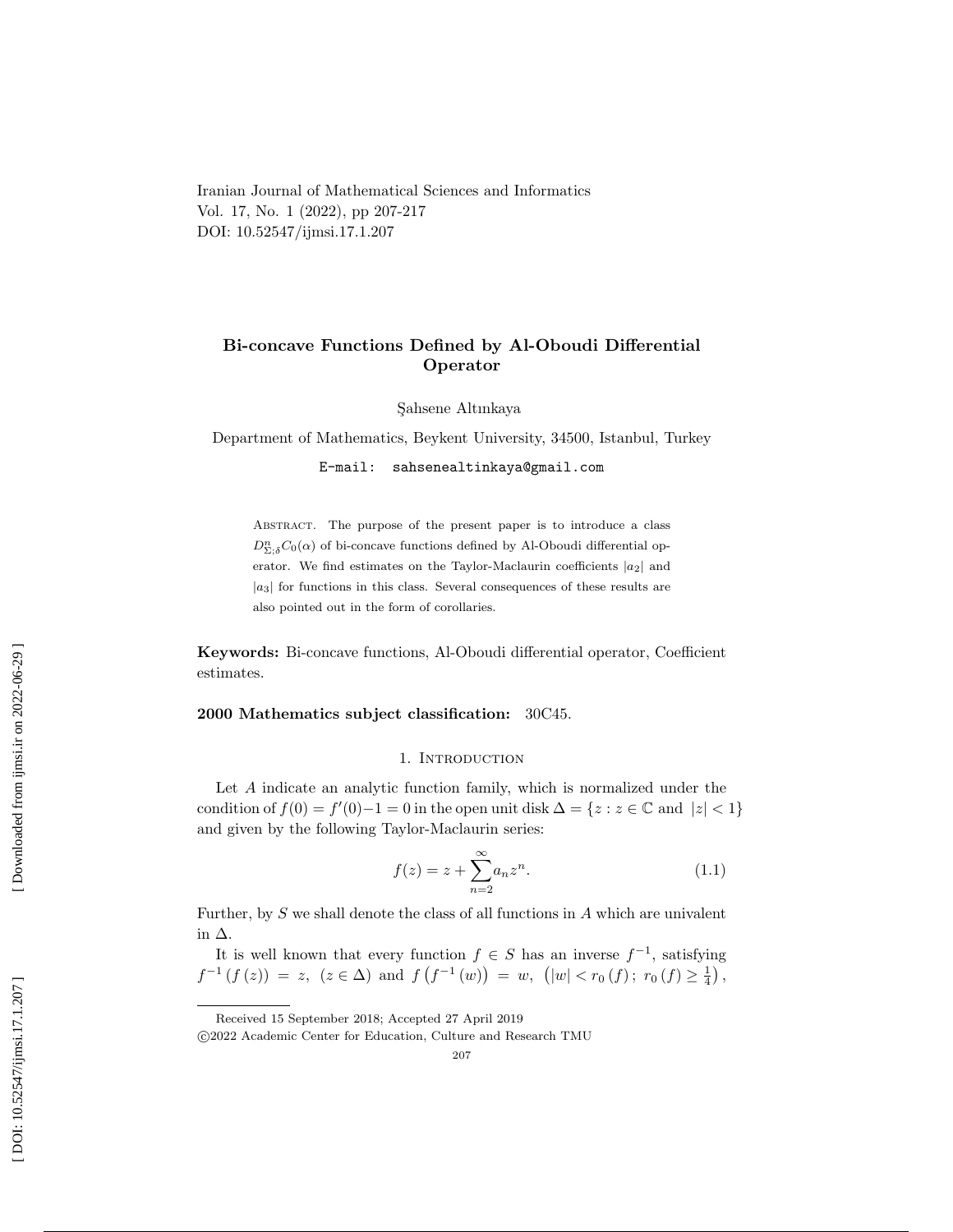Iranian Journal of Mathematical Sciences and Informatics
Vol. 17, No. 1 (2022), pp 207-217
DOI: 10.52547/ijmsi.17.1.207

# Bi-concave Functions Defined by Al-Oboudi Differential Operator

Şahsene Altınkaya

Department of Mathematics, Beykent University, 34500, Istanbul, Turkey

E-mail: sahsenealtinkaya@gmail.com

Abstract. The purpose of the present paper is to introduce a class $D^{n}_{\Sigma;\delta}C_0(\alpha)$ of bi-concave functions defined by Al-Oboudi differential operator. We find estimates on the Taylor-Maclaurin coefficients $|a_2|$ and $|a_3|$ for functions in this class. Several consequences of these results are also pointed out in the form of corollaries.

**Keywords:** Bi-concave functions, Al-Oboudi differential operator, Coefficient estimates.

**2000 Mathematics subject classification:** 30C45.

## 1. Introduction

Let $A$ indicate an analytic function family, which is normalized under the condition of $f(0) = f'(0)-1 = 0$ in the open unit disk $\Delta = \{z : z \in \mathbb{C} \text{ and } |z| < 1\}$ and given by the following Taylor-Maclaurin series:

$$f(z) = z + \sum_{n=2}^{\infty} a_n z^n. \tag{1.1}$$

Further, by $S$ we shall denote the class of all functions in $A$ which are univalent in $\Delta$.

It is well known that every function $f \in S$ has an inverse $f^{-1}$, satisfying $f^{-1}(f(z)) = z, \ (z \in \Delta)$ and $f\left(f^{-1}(w)\right) = w, \ \left(|w| < r_0(f); \ r_0(f) \geq \frac{1}{4}\right),$

Received 15 September 2018; Accepted 27 April 2019

©2022 Academic Center for Education, Culture and Research TMU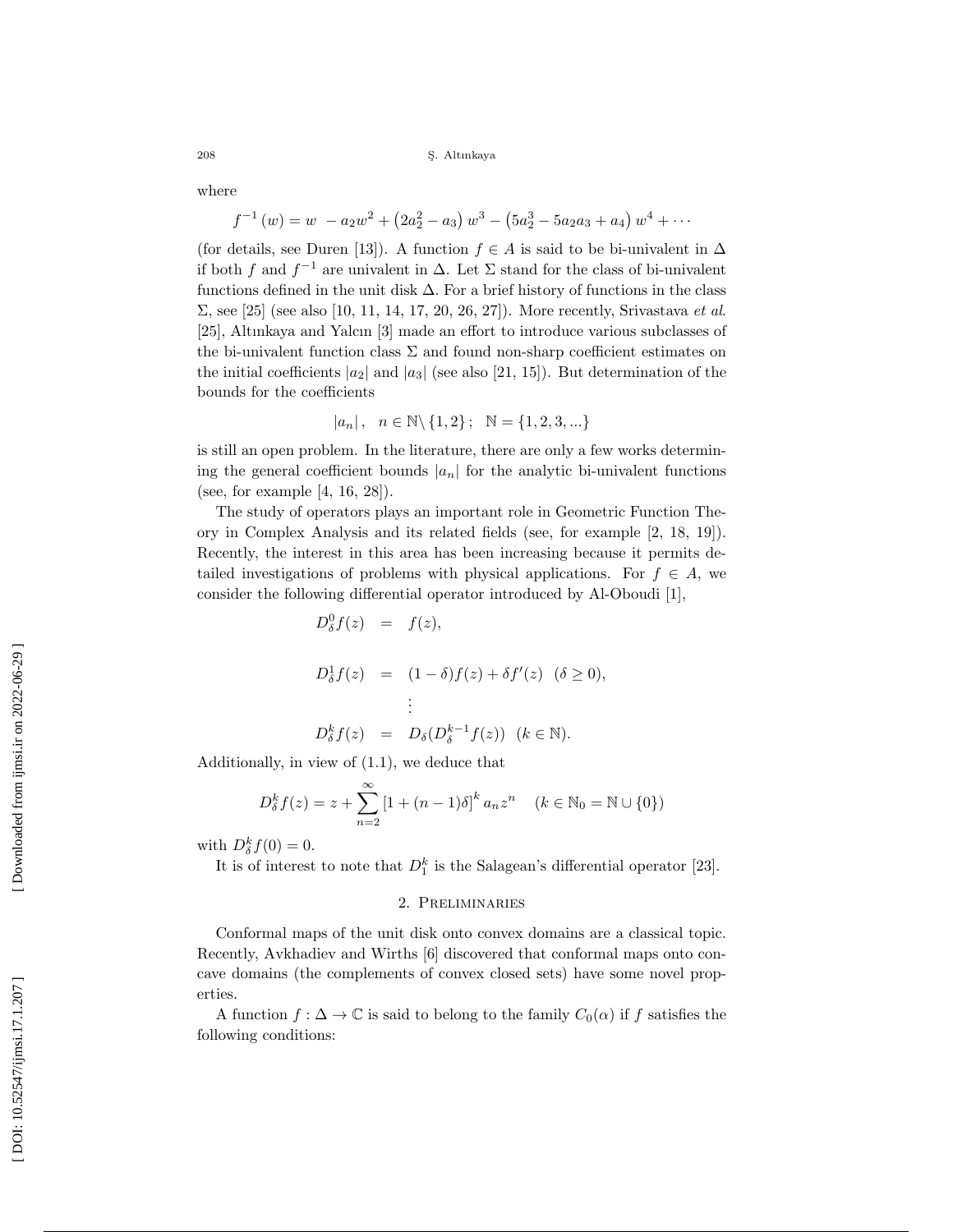where

$$f^{-1}(w) = w - a_2 w^2 + \left(2a_2^2 - a_3\right) w^3 - \left(5a_2^3 - 5a_2 a_3 + a_4\right) w^4 + \cdots$$

(for details, see Duren [13]). A function $f \in A$ is said to be bi-univalent in $\Delta$ if both $f$ and $f^{-1}$ are univalent in $\Delta$. Let $\Sigma$ stand for the class of bi-univalent functions defined in the unit disk $\Delta$. For a brief history of functions in the class $\Sigma$, see [25] (see also [10, 11, 14, 17, 20, 26, 27]). More recently, Srivastava *et al.* [25], Altınkaya and Yalcın [3] made an effort to introduce various subclasses of the bi-univalent function class $\Sigma$ and found non-sharp coefficient estimates on the initial coefficients $|a_2|$ and $|a_3|$ (see also [21, 15]). But determination of the bounds for the coefficients

$$|a_n|, \quad n \in \mathbb{N} \setminus \{1, 2\}; \quad \mathbb{N} = \{1, 2, 3, ...\}$$

is still an open problem. In the literature, there are only a few works determining the general coefficient bounds $|a_n|$ for the analytic bi-univalent functions (see, for example [4, 16, 28]).

The study of operators plays an important role in Geometric Function Theory in Complex Analysis and its related fields (see, for example [2, 18, 19]). Recently, the interest in this area has been increasing because it permits detailed investigations of problems with physical applications. For $f \in A$, we consider the following differential operator introduced by Al-Oboudi [1],

$$\begin{aligned}
D_\delta^0 f(z) &= f(z), \\
D_\delta^1 f(z) &= (1-\delta) f(z) + \delta f'(z) \quad (\delta \geq 0), \\
&\vdots \\
D_\delta^k f(z) &= D_\delta(D_\delta^{k-1} f(z)) \quad (k \in \mathbb{N}).
\end{aligned}$$

Additionally, in view of (1.1), we deduce that

$$D_\delta^k f(z) = z + \sum_{n=2}^{\infty} \left[1 + (n-1)\delta\right]^k a_n z^n \quad (k \in \mathbb{N}_0 = \mathbb{N} \cup \{0\})$$

with $D_\delta^k f(0) = 0$.

It is of interest to note that $D_1^k$ is the Salagean's differential operator [23].

## 2. Preliminaries

Conformal maps of the unit disk onto convex domains are a classical topic. Recently, Avkhadiev and Wirths [6] discovered that conformal maps onto concave domains (the complements of convex closed sets) have some novel properties.

A function $f : \Delta \to \mathbb{C}$ is said to belong to the family $C_0(\alpha)$ if $f$ satisfies the following conditions: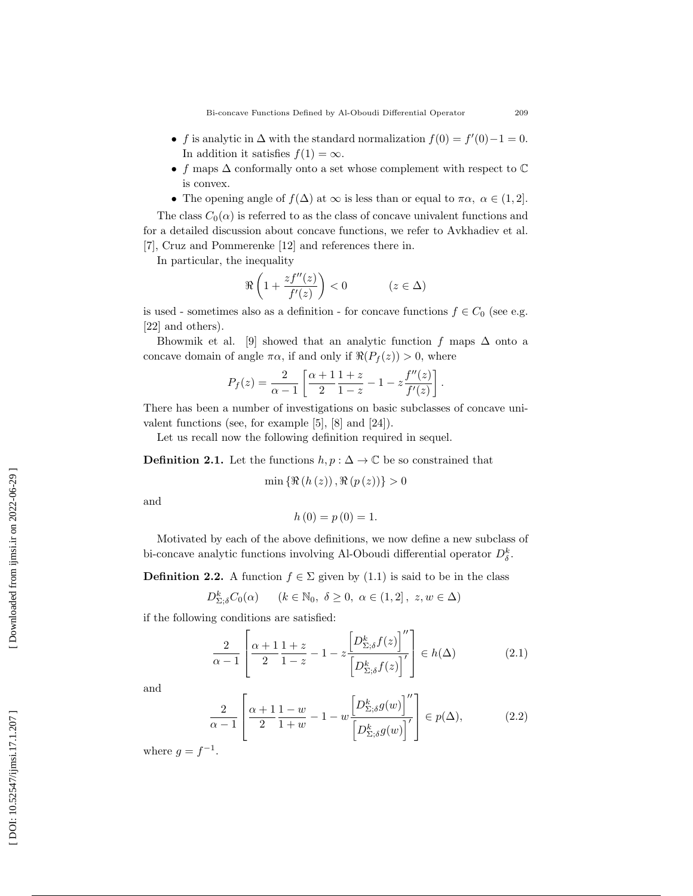- $f$ is analytic in $\Delta$ with the standard normalization $f(0) = f'(0)-1 = 0$. In addition it satisfies $f(1) = \infty$.
- $f$ maps $\Delta$ conformally onto a set whose complement with respect to $\mathbb{C}$ is convex.
- The opening angle of $f(\Delta)$ at $\infty$ is less than or equal to $\pi\alpha$, $\alpha \in (1, 2]$.

The class $C_0(\alpha)$ is referred to as the class of concave univalent functions and for a detailed discussion about concave functions, we refer to Avkhadiev et al. [7], Cruz and Pommerenke [12] and references there in.

In particular, the inequality

$$\Re\left(1 + \frac{zf''(z)}{f'(z)}\right) < 0 \qquad (z \in \Delta)$$

is used - sometimes also as a definition - for concave functions $f \in C_0$ (see e.g. [22] and others).

Bhowmik et al. [9] showed that an analytic function $f$ maps $\Delta$ onto a concave domain of angle $\pi\alpha$, if and only if $\Re(P_f(z)) > 0$, where

$$P_f(z) = \frac{2}{\alpha - 1}\left[\frac{\alpha+1}{2}\frac{1+z}{1-z} - 1 - z\frac{f''(z)}{f'(z)}\right].$$

There has been a number of investigations on basic subclasses of concave univalent functions (see, for example [5], [8] and [24]).

Let us recall now the following definition required in sequel.

**Definition 2.1.** Let the functions $h, p : \Delta \to \mathbb{C}$ be so constrained that

$$\min\left\{\Re\left(h\left(z\right)\right), \Re\left(p\left(z\right)\right)\right\} > 0$$

and

$$h\left(0\right) = p\left(0\right) = 1.$$

Motivated by each of the above definitions, we now define a new subclass of bi-concave analytic functions involving Al-Oboudi differential operator $D_\delta^k$.

**Definition 2.2.** A function $f \in \Sigma$ given by (1.1) is said to be in the class

$$D^k_{\Sigma;\delta}C_0(\alpha) \qquad (k \in \mathbb{N}_0,\ \delta \geq 0,\ \alpha \in (1, 2]\,,\ z, w \in \Delta)$$

if the following conditions are satisfied:

$$\frac{2}{\alpha-1}\left[\frac{\alpha+1}{2}\frac{1+z}{1-z} - 1 - z\frac{\left[D^k_{\Sigma;\delta}f(z)\right]''}{\left[D^k_{\Sigma;\delta}f(z)\right]'}\right] \in h(\Delta) \tag{2.1}$$

and

$$\frac{2}{\alpha-1}\left[\frac{\alpha+1}{2}\frac{1-w}{1+w} - 1 - w\frac{\left[D^k_{\Sigma;\delta}g(w)\right]''}{\left[D^k_{\Sigma;\delta}g(w)\right]'}\right] \in p(\Delta), \tag{2.2}$$

where $g = f^{-1}$.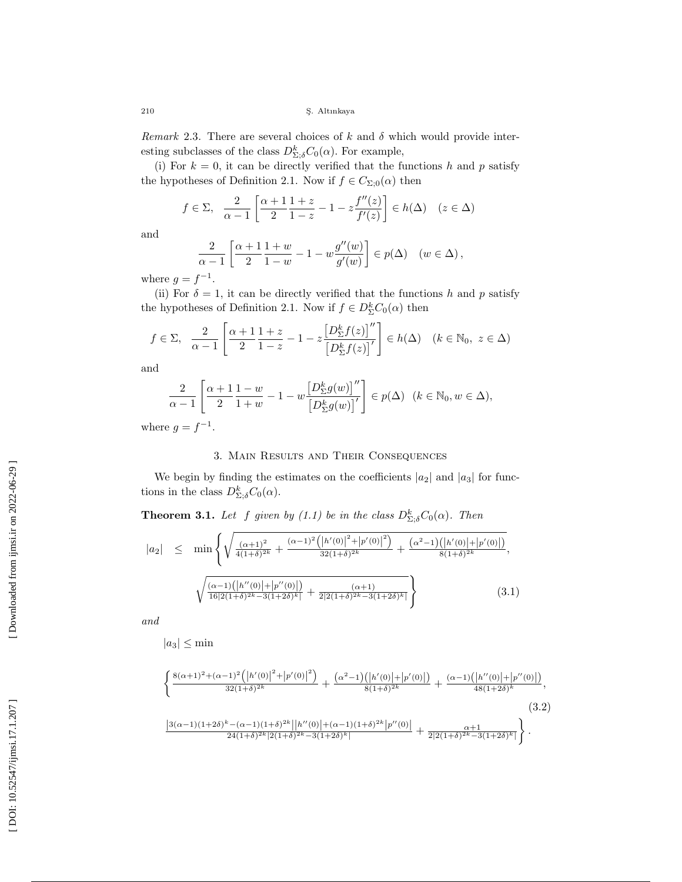*Remark* 2.3. There are several choices of $k$ and $\delta$ which would provide interesting subclasses of the class $D^k_{\Sigma;\delta}C_0(\alpha)$. For example,

(i) For $k=0$, it can be directly verified that the functions $h$ and $p$ satisfy the hypotheses of Definition 2.1. Now if $f \in C_{\Sigma;0}(\alpha)$ then

$$f \in \Sigma, \quad \frac{2}{\alpha-1}\left[\frac{\alpha+1}{2}\frac{1+z}{1-z} - 1 - z\frac{f''(z)}{f'(z)}\right] \in h(\Delta) \quad (z \in \Delta)$$

and

$$\frac{2}{\alpha-1}\left[\frac{\alpha+1}{2}\frac{1+w}{1-w} - 1 - w\frac{g''(w)}{g'(w)}\right] \in p(\Delta) \quad (w \in \Delta),$$

where $g = f^{-1}$.

(ii) For $\delta = 1$, it can be directly verified that the functions $h$ and $p$ satisfy the hypotheses of Definition 2.1. Now if $f \in D^k_{\Sigma}C_0(\alpha)$ then

$$f \in \Sigma, \quad \frac{2}{\alpha-1}\left[\frac{\alpha+1}{2}\frac{1+z}{1-z} - 1 - z\frac{\left[D^k_{\Sigma}f(z)\right]''}{\left[D^k_{\Sigma}f(z)\right]'}\right] \in h(\Delta) \quad (k \in \mathbb{N}_0,\ z \in \Delta)$$

and

$$\frac{2}{\alpha-1}\left[\frac{\alpha+1}{2}\frac{1-w}{1+w} - 1 - w\frac{\left[D^k_{\Sigma}g(w)\right]''}{\left[D^k_{\Sigma}g(w)\right]'}\right] \in p(\Delta) \quad (k \in \mathbb{N}_0, w \in \Delta),$$

where $g = f^{-1}$.

## 3. Main Results and Their Consequences

We begin by finding the estimates on the coefficients $|a_2|$ and $|a_3|$ for functions in the class $D^k_{\Sigma;\delta}C_0(\alpha)$.

**Theorem 3.1.** *Let $f$ given by (1.1) be in the class $D^k_{\Sigma;\delta}C_0(\alpha)$. Then*

$$|a_2| \leq \min\left\{\sqrt{\frac{(\alpha+1)^2}{4(1+\delta)^{2k}} + \frac{(\alpha-1)^2\left(\left|h'(0)\right|^2+\left|p'(0)\right|^2\right)}{32(1+\delta)^{2k}} + \frac{\left(\alpha^2-1\right)\left(\left|h'(0)\right|+\left|p'(0)\right|\right)}{8(1+\delta)^{2k}}},\right.$$
$$\left.\sqrt{\frac{(\alpha-1)\left(\left|h''(0)\right|+\left|p''(0)\right|\right)}{16\left|2(1+\delta)^{2k}-3(1+2\delta)^k\right|} + \frac{(\alpha+1)}{2\left|2(1+\delta)^{2k}-3(1+2\delta)^k\right|}}\right\} \tag{3.1}$$

*and*

$$|a_3| \leq \min$$
$$\left\{\frac{8(\alpha+1)^2+(\alpha-1)^2\left(\left|h'(0)\right|^2+\left|p'(0)\right|^2\right)}{32(1+\delta)^{2k}} + \frac{\left(\alpha^2-1\right)\left(\left|h'(0)\right|+\left|p'(0)\right|\right)}{8(1+\delta)^{2k}} + \frac{(\alpha-1)\left(\left|h''(0)\right|+\left|p''(0)\right|\right)}{48(1+2\delta)^k},\right.$$
$$\left.\frac{\left|3(\alpha-1)(1+2\delta)^k-(\alpha-1)(1+\delta)^{2k}\right|\left|h''(0)\right|+(\alpha-1)(1+\delta)^{2k}\left|p''(0)\right|}{24(1+\delta)^{2k}\left|2(1+\delta)^{2k}-3(1+2\delta)^k\right|} + \frac{\alpha+1}{2\left|2(1+\delta)^{2k}-3(1+2\delta)^k\right|}\right\}. \tag{3.2}$$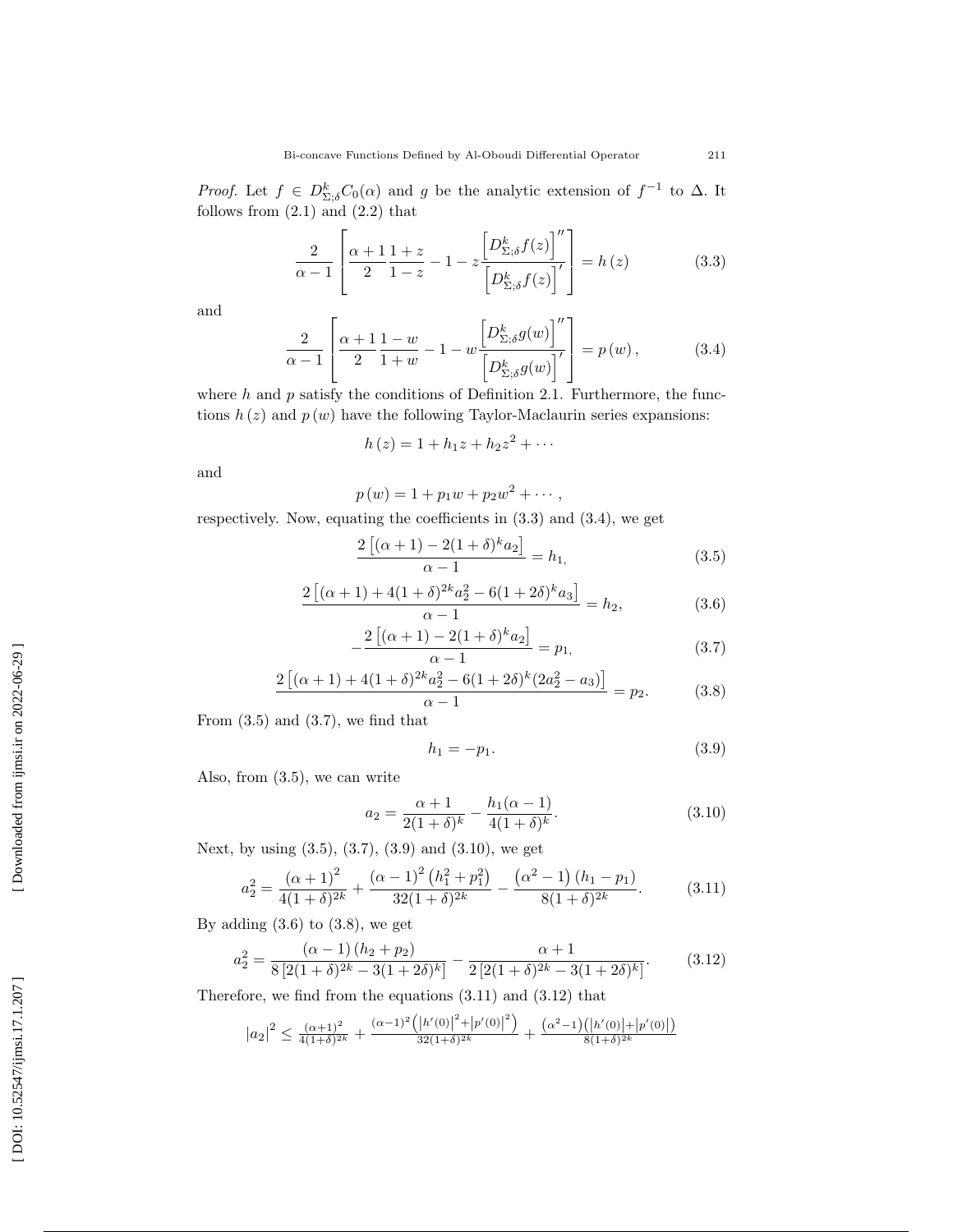*Proof.* Let $f \in D^k_{\Sigma;\delta}C_0(\alpha)$ and $g$ be the analytic extension of $f^{-1}$ to $\Delta$. It follows from (2.1) and (2.2) that

$$\frac{2}{\alpha-1}\left[\frac{\alpha+1}{2}\frac{1+z}{1-z}-1-z\frac{\left[D^k_{\Sigma;\delta}f(z)\right]''}{\left[D^k_{\Sigma;\delta}f(z)\right]'}\right]=h\left(z\right) \tag{3.3}$$

and

$$\frac{2}{\alpha-1}\left[\frac{\alpha+1}{2}\frac{1-w}{1+w}-1-w\frac{\left[D^k_{\Sigma;\delta}g(w)\right]''}{\left[D^k_{\Sigma;\delta}g(w)\right]'}\right]=p\left(w\right), \tag{3.4}$$

where $h$ and $p$ satisfy the conditions of Definition 2.1. Furthermore, the functions $h\left(z\right)$ and $p\left(w\right)$ have the following Taylor-Maclaurin series expansions:

$$h\left(z\right)=1+h_1z+h_2z^2+\cdots$$

and

$$p\left(w\right)=1+p_1w+p_2w^2+\cdots,$$

respectively. Now, equating the coefficients in (3.3) and (3.4), we get

$$\frac{2\left[(\alpha+1)-2(1+\delta)^k a_2\right]}{\alpha-1}=h_1, \tag{3.5}$$

$$\frac{2\left[(\alpha+1)+4(1+\delta)^{2k}a_2^2-6(1+2\delta)^k a_3\right]}{\alpha-1}=h_2, \tag{3.6}$$

$$-\frac{2\left[(\alpha+1)-2(1+\delta)^k a_2\right]}{\alpha-1}=p_1, \tag{3.7}$$

$$\frac{2\left[(\alpha+1)+4(1+\delta)^{2k}a_2^2-6(1+2\delta)^k(2a_2^2-a_3)\right]}{\alpha-1}=p_2. \tag{3.8}$$

From (3.5) and (3.7), we find that

$$h_1=-p_1. \tag{3.9}$$

Also, from (3.5), we can write

$$a_2=\frac{\alpha+1}{2(1+\delta)^k}-\frac{h_1(\alpha-1)}{4(1+\delta)^k}. \tag{3.10}$$

Next, by using (3.5), (3.7), (3.9) and (3.10), we get

$$a_2^2=\frac{\left(\alpha+1\right)^2}{4(1+\delta)^{2k}}+\frac{\left(\alpha-1\right)^2\left(h_1^2+p_1^2\right)}{32(1+\delta)^{2k}}-\frac{\left(\alpha^2-1\right)\left(h_1-p_1\right)}{8(1+\delta)^{2k}}. \tag{3.11}$$

By adding (3.6) to (3.8), we get

$$a_2^2=\frac{\left(\alpha-1\right)\left(h_2+p_2\right)}{8\left[2(1+\delta)^{2k}-3(1+2\delta)^k\right]}-\frac{\alpha+1}{2\left[2(1+\delta)^{2k}-3(1+2\delta)^k\right]}. \tag{3.12}$$

Therefore, we find from the equations (3.11) and (3.12) that

$$\left|a_2\right|^2\leq\frac{(\alpha+1)^2}{4(1+\delta)^{2k}}+\frac{(\alpha-1)^2\left(\left|h'(0)\right|^2+\left|p'(0)\right|^2\right)}{32(1+\delta)^{2k}}+\frac{\left(\alpha^2-1\right)\left(\left|h'(0)\right|+\left|p'(0)\right|\right)}{8(1+\delta)^{2k}}$$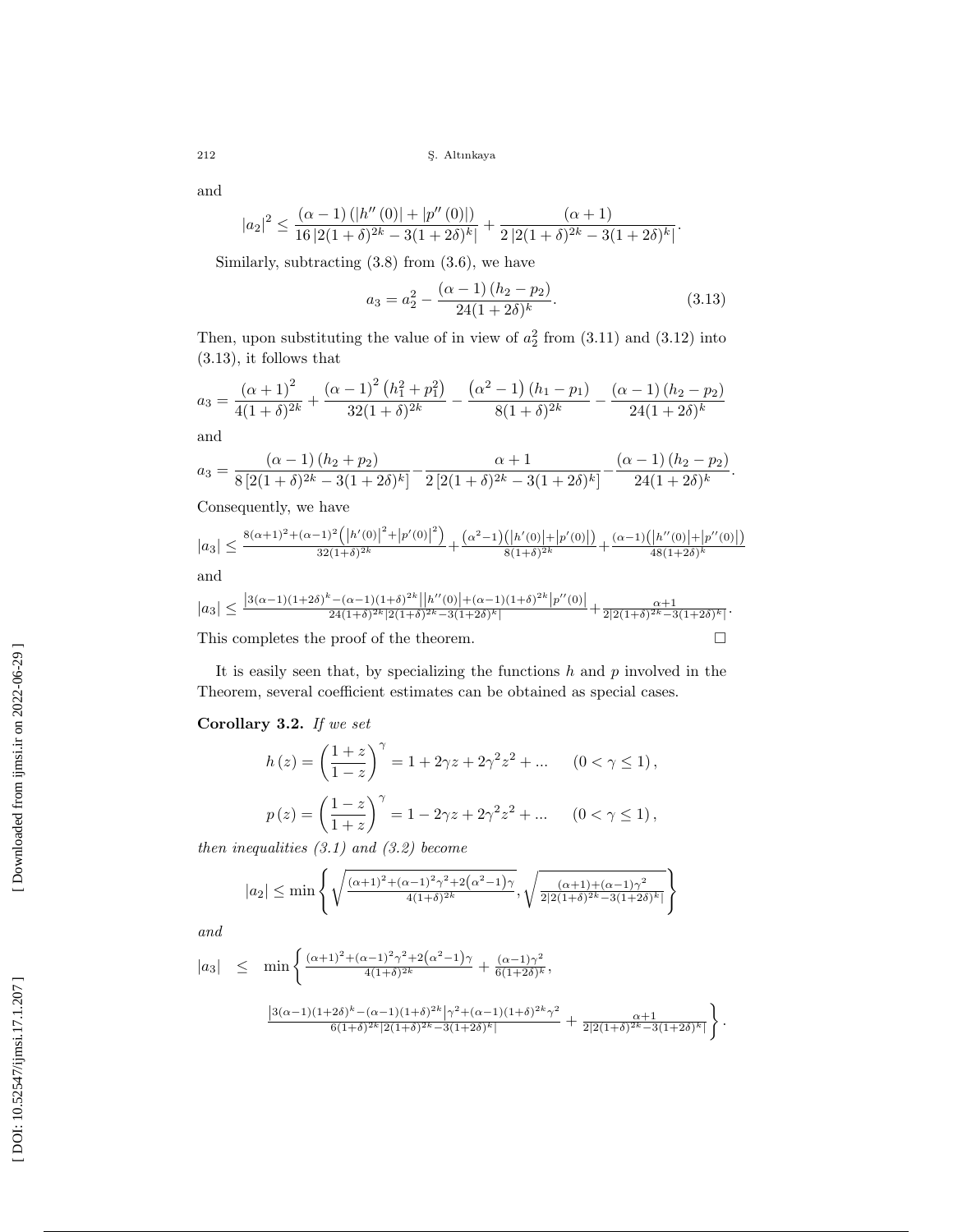and

$$|a_2|^2 \leq \frac{(\alpha-1)\left(|h''(0)|+|p''(0)|\right)}{16\left|2(1+\delta)^{2k}-3(1+2\delta)^{k}\right|}+\frac{(\alpha+1)}{2\left|2(1+\delta)^{2k}-3(1+2\delta)^{k}\right|}.$$

Similarly, subtracting (3.8) from (3.6), we have

$$a_3 = a_2^2 - \frac{(\alpha-1)\left(h_2-p_2\right)}{24(1+2\delta)^k}. \tag{3.13}$$

Then, upon substituting the value of in view of $a_2^2$ from (3.11) and (3.12) into (3.13), it follows that

$$a_3 = \frac{(\alpha+1)^2}{4(1+\delta)^{2k}}+\frac{(\alpha-1)^2\left(h_1^2+p_1^2\right)}{32(1+\delta)^{2k}}-\frac{\left(\alpha^2-1\right)\left(h_1-p_1\right)}{8(1+\delta)^{2k}}-\frac{(\alpha-1)\left(h_2-p_2\right)}{24(1+2\delta)^k}$$

and

$$a_3 = \frac{(\alpha-1)\left(h_2+p_2\right)}{8\left[2(1+\delta)^{2k}-3(1+2\delta)^{k}\right]}-\frac{\alpha+1}{2\left[2(1+\delta)^{2k}-3(1+2\delta)^{k}\right]}-\frac{(\alpha-1)\left(h_2-p_2\right)}{24(1+2\delta)^k}.$$

Consequently, we have

$$|a_3| \leq \frac{8(\alpha+1)^2+(\alpha-1)^2\left(|h'(0)|^2+|p'(0)|^2\right)}{32(1+\delta)^{2k}}+\frac{\left(\alpha^2-1\right)\left(|h'(0)|+|p'(0)|\right)}{8(1+\delta)^{2k}}+\frac{(\alpha-1)\left(|h''(0)|+|p''(0)|\right)}{48(1+2\delta)^k}$$

and

$$|a_3| \leq \frac{\left|3(\alpha-1)(1+2\delta)^k-(\alpha-1)(1+\delta)^{2k}\right|\left|h''(0)\right|+(\alpha-1)(1+\delta)^{2k}\left|p''(0)\right|}{24(1+\delta)^{2k}\left|2(1+\delta)^{2k}-3(1+2\delta)^k\right|}+\frac{\alpha+1}{2\left|2(1+\delta)^{2k}-3(1+2\delta)^k\right|}.$$

This completes the proof of the theorem. □

It is easily seen that, by specializing the functions $h$ and $p$ involved in the Theorem, several coefficient estimates can be obtained as special cases.

**Corollary 3.2.** *If we set*

$$h(z) = \left(\frac{1+z}{1-z}\right)^{\gamma} = 1+2\gamma z+2\gamma^2 z^2+\ldots \qquad (0<\gamma\leq 1),$$

$$p(z) = \left(\frac{1-z}{1+z}\right)^{\gamma} = 1-2\gamma z+2\gamma^2 z^2+\ldots \qquad (0<\gamma\leq 1),$$

*then inequalities (3.1) and (3.2) become*

$$|a_2| \leq \min\left\{\sqrt{\frac{(\alpha+1)^2+(\alpha-1)^2\gamma^2+2\left(\alpha^2-1\right)\gamma}{4(1+\delta)^{2k}}},\sqrt{\frac{(\alpha+1)+(\alpha-1)\gamma^2}{2\left|2(1+\delta)^{2k}-3(1+2\delta)^k\right|}}\right\}$$

*and*

$$\begin{aligned}|a_3| \quad \leq \quad &\min\left\{\frac{(\alpha+1)^2+(\alpha-1)^2\gamma^2+2\left(\alpha^2-1\right)\gamma}{4(1+\delta)^{2k}}+\frac{(\alpha-1)\gamma^2}{6(1+2\delta)^k},\right.\\ &\left.\frac{\left|3(\alpha-1)(1+2\delta)^k-(\alpha-1)(1+\delta)^{2k}\right|\gamma^2+(\alpha-1)(1+\delta)^{2k}\gamma^2}{6(1+\delta)^{2k}\left|2(1+\delta)^{2k}-3(1+2\delta)^k\right|}+\frac{\alpha+1}{2\left|2(1+\delta)^{2k}-3(1+2\delta)^k\right|}\right\}.\end{aligned}$$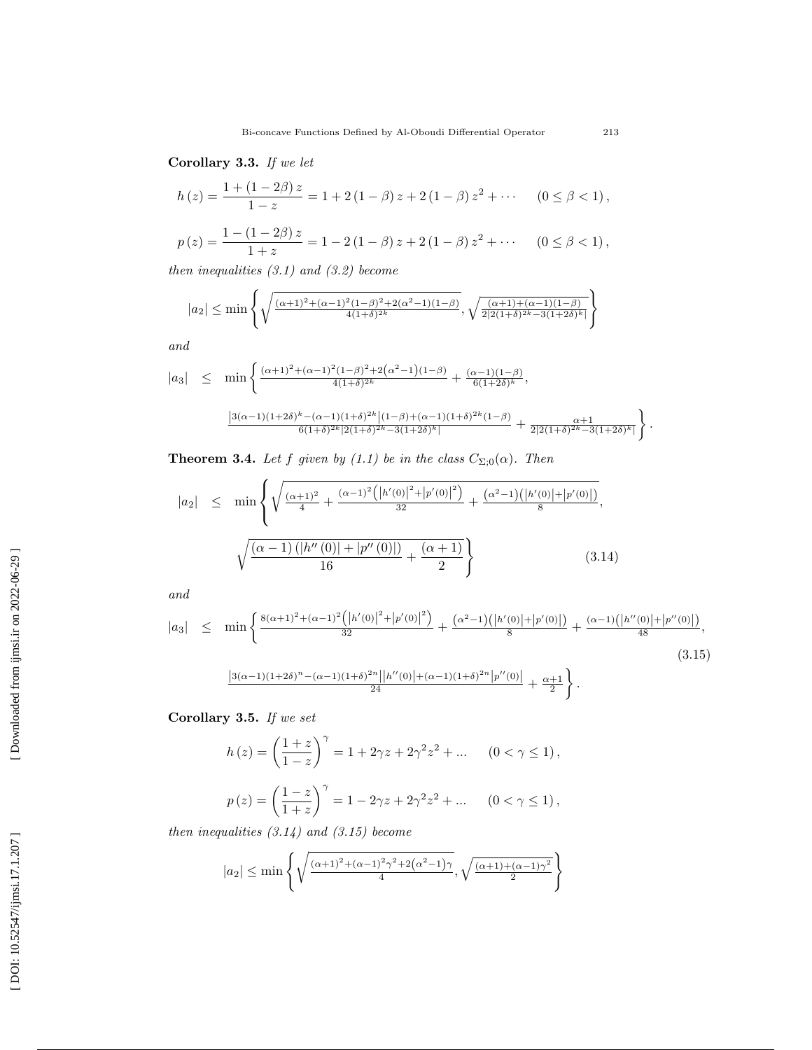**Corollary 3.3.** *If we let*

$$h(z) = \frac{1+(1-2\beta)z}{1-z} = 1 + 2(1-\beta)z + 2(1-\beta)z^2 + \cdots \qquad (0 \leq \beta < 1),$$

$$p(z) = \frac{1-(1-2\beta)z}{1+z} = 1 - 2(1-\beta)z + 2(1-\beta)z^2 + \cdots \qquad (0 \leq \beta < 1),$$

*then inequalities (3.1) and (3.2) become*

$$|a_2| \leq \min\left\{\sqrt{\frac{(\alpha+1)^2+(\alpha-1)^2(1-\beta)^2+2(\alpha^2-1)(1-\beta)}{4(1+\delta)^{2k}}}, \sqrt{\frac{(\alpha+1)+(\alpha-1)(1-\beta)}{2|2(1+\delta)^{2k}-3(1+2\delta)^k|}}\right\}$$

*and*

$$\begin{aligned}|a_3| \quad \leq \quad & \min\left\{\frac{(\alpha+1)^2+(\alpha-1)^2(1-\beta)^2+2\left(\alpha^2-1\right)(1-\beta)}{4(1+\delta)^{2k}} + \frac{(\alpha-1)(1-\beta)}{6(1+2\delta)^k},\right.\\ & \left.\frac{\left|3(\alpha-1)(1+2\delta)^k-(\alpha-1)(1+\delta)^{2k}\right|(1-\beta)+(\alpha-1)(1+\delta)^{2k}(1-\beta)}{6(1+\delta)^{2k}|2(1+\delta)^{2k}-3(1+2\delta)^k|} + \frac{\alpha+1}{2|2(1+\delta)^{2k}-3(1+2\delta)^k|}\right\}.\end{aligned}$$

**Theorem 3.4.** *Let $f$ given by (1.1) be in the class $C_{\Sigma;0}(\alpha)$. Then*

$$\begin{aligned}|a_2| \quad \leq \quad & \min\left\{\sqrt{\frac{(\alpha+1)^2}{4} + \frac{(\alpha-1)^2\left(|h'(0)|^2+|p'(0)|^2\right)}{32} + \frac{\left(\alpha^2-1\right)\left(|h'(0)|+|p'(0)|\right)}{8}},\right.\\ & \left.\sqrt{\frac{(\alpha-1)\left(|h''(0)|+|p''(0)|\right)}{16} + \frac{(\alpha+1)}{2}}\right\} \end{aligned} \tag{3.14}$$

*and*

$$\begin{aligned}|a_3| \quad \leq \quad & \min\left\{\frac{8(\alpha+1)^2+(\alpha-1)^2\left(|h'(0)|^2+|p'(0)|^2\right)}{32} + \frac{\left(\alpha^2-1\right)\left(|h'(0)|+|p'(0)|\right)}{8} + \frac{(\alpha-1)\left(|h''(0)|+|p''(0)|\right)}{48},\right.\\ & \left.\frac{\left|3(\alpha-1)(1+2\delta)^n-(\alpha-1)(1+\delta)^{2n}\right|\left|h''(0)\right|+(\alpha-1)(1+\delta)^{2n}\left|p''(0)\right|}{24} + \frac{\alpha+1}{2}\right\}.\end{aligned} \tag{3.15}$$

**Corollary 3.5.** *If we set*

$$h(z) = \left(\frac{1+z}{1-z}\right)^\gamma = 1 + 2\gamma z + 2\gamma^2 z^2 + \ldots \qquad (0 < \gamma \leq 1),$$

$$p(z) = \left(\frac{1-z}{1+z}\right)^\gamma = 1 - 2\gamma z + 2\gamma^2 z^2 + \ldots \qquad (0 < \gamma \leq 1),$$

*then inequalities (3.14) and (3.15) become*

$$|a_2| \leq \min\left\{\sqrt{\frac{(\alpha+1)^2+(\alpha-1)^2\gamma^2+2\left(\alpha^2-1\right)\gamma}{4}}, \sqrt{\frac{(\alpha+1)+(\alpha-1)\gamma^2}{2}}\right\}$$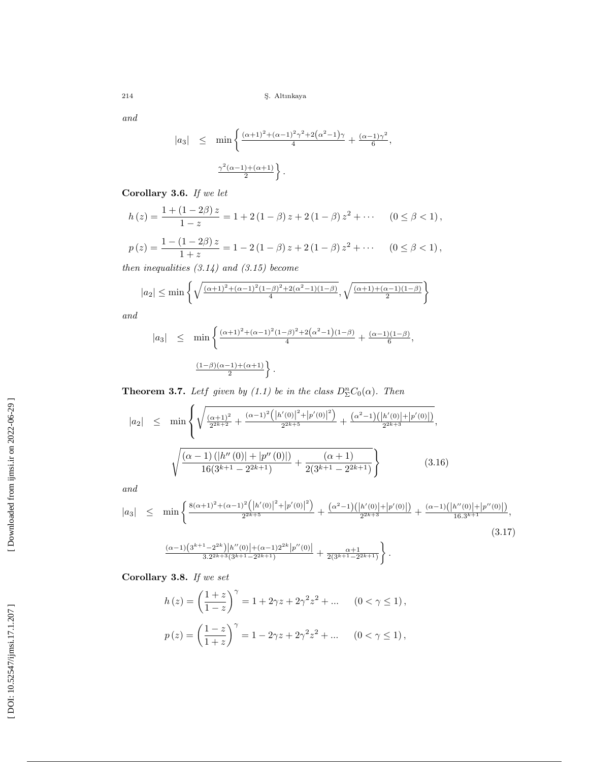*and*

$$|a_3| \leq \min\left\{ \tfrac{(\alpha+1)^2+(\alpha-1)^2\gamma^2+2\left(\alpha^2-1\right)\gamma}{4} + \tfrac{(\alpha-1)\gamma^2}{6}, \right.$$

$$\left. \tfrac{\gamma^2(\alpha-1)+(\alpha+1)}{2} \right\}.$$

**Corollary 3.6.** *If we let*

$$h(z) = \frac{1+(1-2\beta)z}{1-z} = 1+2(1-\beta)z+2(1-\beta)z^2+\cdots \qquad (0 \leq \beta < 1),$$

$$p(z) = \frac{1-(1-2\beta)z}{1+z} = 1-2(1-\beta)z+2(1-\beta)z^2+\cdots \qquad (0 \leq \beta < 1),$$

*then inequalities (3.14) and (3.15) become*

$$|a_2| \leq \min\left\{ \sqrt{\tfrac{(\alpha+1)^2+(\alpha-1)^2(1-\beta)^2+2(\alpha^2-1)(1-\beta)}{4}}, \sqrt{\tfrac{(\alpha+1)+(\alpha-1)(1-\beta)}{2}} \right\}$$

*and*

$$|a_3| \leq \min\left\{ \tfrac{(\alpha+1)^2+(\alpha-1)^2(1-\beta)^2+2\left(\alpha^2-1\right)(1-\beta)}{4} + \tfrac{(\alpha-1)(1-\beta)}{6}, \right.$$

$$\left. \tfrac{(1-\beta)(\alpha-1)+(\alpha+1)}{2} \right\}.$$

**Theorem 3.7.** *Letf given by (1.1) be in the class $D_\Sigma^n C_0(\alpha)$. Then*

$$|a_2| \leq \min\left\{ \sqrt{\tfrac{(\alpha+1)^2}{2^{2k+2}} + \tfrac{(\alpha-1)^2\left(|h'(0)|^2+|p'(0)|^2\right)}{2^{2k+5}} + \tfrac{\left(\alpha^2-1\right)\left(|h'(0)|+|p'(0)|\right)}{2^{2k+3}}}, \right.$$

$$\left. \sqrt{\frac{(\alpha-1)\left(|h''(0)|+|p''(0)|\right)}{16(3^{k+1}-2^{2k+1})} + \frac{(\alpha+1)}{2(3^{k+1}-2^{2k+1})}} \right\} \tag{3.16}$$

*and*

$$|a_3| \leq \min\left\{ \tfrac{8(\alpha+1)^2+(\alpha-1)^2\left(|h'(0)|^2+|p'(0)|^2\right)}{2^{2k+5}} + \tfrac{\left(\alpha^2-1\right)\left(|h'(0)|+|p'(0)|\right)}{2^{2k+3}} + \tfrac{(\alpha-1)\left(|h''(0)|+|p''(0)|\right)}{16.3^{k+1}}, \right. \tag{3.17}$$

$$\left. \tfrac{(\alpha-1)\left(3^{k+1}-2^{2k}\right)|h''(0)|+(\alpha-1)2^{2k}|p''(0)|}{3.2^{2k+3}(3^{k+1}-2^{2k+1})} + \tfrac{\alpha+1}{2(3^{k+1}-2^{2k+1})} \right\}.$$

**Corollary 3.8.** *If we set*

$$h(z) = \left(\frac{1+z}{1-z}\right)^\gamma = 1+2\gamma z+2\gamma^2 z^2+\ldots \qquad (0 < \gamma \leq 1),$$

$$p(z) = \left(\frac{1-z}{1+z}\right)^\gamma = 1-2\gamma z+2\gamma^2 z^2+\ldots \qquad (0 < \gamma \leq 1),$$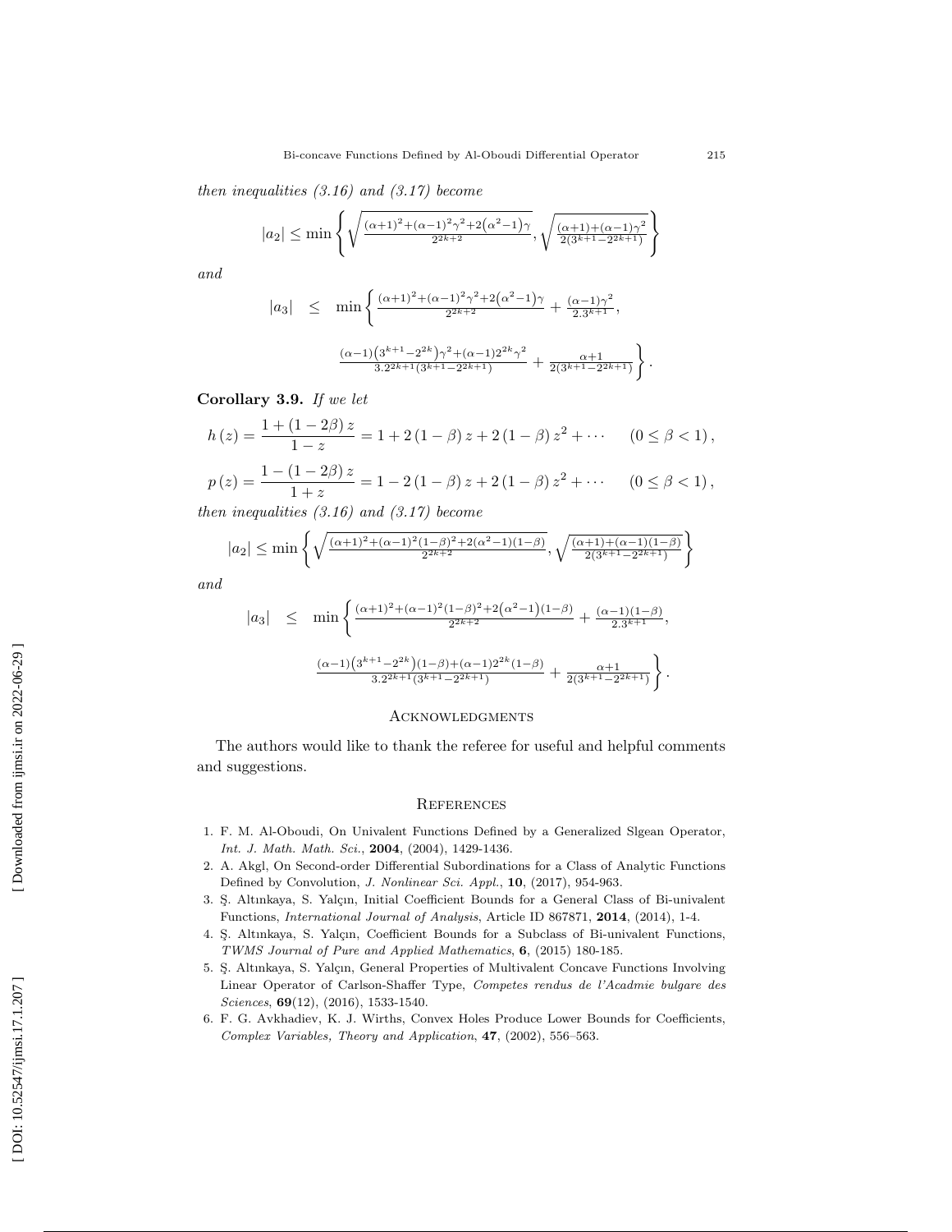*then inequalities (3.16) and (3.17) become*

$$|a_2| \leq \min\left\{\sqrt{\frac{(\alpha+1)^2+(\alpha-1)^2\gamma^2+2\left(\alpha^2-1\right)\gamma}{2^{2k+2}}}, \sqrt{\frac{(\alpha+1)+(\alpha-1)\gamma^2}{2(3^{k+1}-2^{2k+1})}}\right\}$$

*and*

$$|a_3| \leq \min\left\{\frac{(\alpha+1)^2+(\alpha-1)^2\gamma^2+2\left(\alpha^2-1\right)\gamma}{2^{2k+2}} + \frac{(\alpha-1)\gamma^2}{2.3^{k+1}},\right.$$

$$\left.\frac{(\alpha-1)\left(3^{k+1}-2^{2k}\right)\gamma^2+(\alpha-1)2^{2k}\gamma^2}{3.2^{2k+1}(3^{k+1}-2^{2k+1})} + \frac{\alpha+1}{2(3^{k+1}-2^{2k+1})}\right\}.$$

**Corollary 3.9.** *If we let*

$$h(z) = \frac{1+(1-2\beta)z}{1-z} = 1+2(1-\beta)z+2(1-\beta)z^2+\cdots \qquad (0 \leq \beta < 1),$$

$$p(z) = \frac{1-(1-2\beta)z}{1+z} = 1-2(1-\beta)z+2(1-\beta)z^2+\cdots \qquad (0 \leq \beta < 1),$$

*then inequalities (3.16) and (3.17) become*

$$|a_2| \leq \min\left\{\sqrt{\frac{(\alpha+1)^2+(\alpha-1)^2(1-\beta)^2+2(\alpha^2-1)(1-\beta)}{2^{2k+2}}}, \sqrt{\frac{(\alpha+1)+(\alpha-1)(1-\beta)}{2(3^{k+1}-2^{2k+1})}}\right\}$$

*and*

$$|a_3| \leq \min\left\{\frac{(\alpha+1)^2+(\alpha-1)^2(1-\beta)^2+2\left(\alpha^2-1\right)(1-\beta)}{2^{2k+2}} + \frac{(\alpha-1)(1-\beta)}{2.3^{k+1}},\right.$$

$$\left.\frac{(\alpha-1)\left(3^{k+1}-2^{2k}\right)(1-\beta)+(\alpha-1)2^{2k}(1-\beta)}{3.2^{2k+1}(3^{k+1}-2^{2k+1})} + \frac{\alpha+1}{2(3^{k+1}-2^{2k+1})}\right\}.$$

## Acknowledgments

The authors would like to thank the referee for useful and helpful comments and suggestions.

## References

1. F. M. Al-Oboudi, On Univalent Functions Defined by a Generalized Slgean Operator, *Int. J. Math. Math. Sci.*, **2004**, (2004), 1429-1436.
2. A. Akgl, On Second-order Differential Subordinations for a Class of Analytic Functions Defined by Convolution, *J. Nonlinear Sci. Appl.*, **10**, (2017), 954-963.
3. Ş. Altınkaya, S. Yalçın, Initial Coefficient Bounds for a General Class of Bi-univalent Functions, *International Journal of Analysis*, Article ID 867871, **2014**, (2014), 1-4.
4. Ş. Altınkaya, S. Yalçın, Coefficient Bounds for a Subclass of Bi-univalent Functions, *TWMS Journal of Pure and Applied Mathematics*, **6**, (2015) 180-185.
5. Ş. Altınkaya, S. Yalçın, General Properties of Multivalent Concave Functions Involving Linear Operator of Carlson-Shaffer Type, *Competes rendus de l'Acadmie bulgare des Sciences*, **69**(12), (2016), 1533-1540.
6. F. G. Avkhadiev, K. J. Wirths, Convex Holes Produce Lower Bounds for Coefficients, *Complex Variables, Theory and Application*, **47**, (2002), 556–563.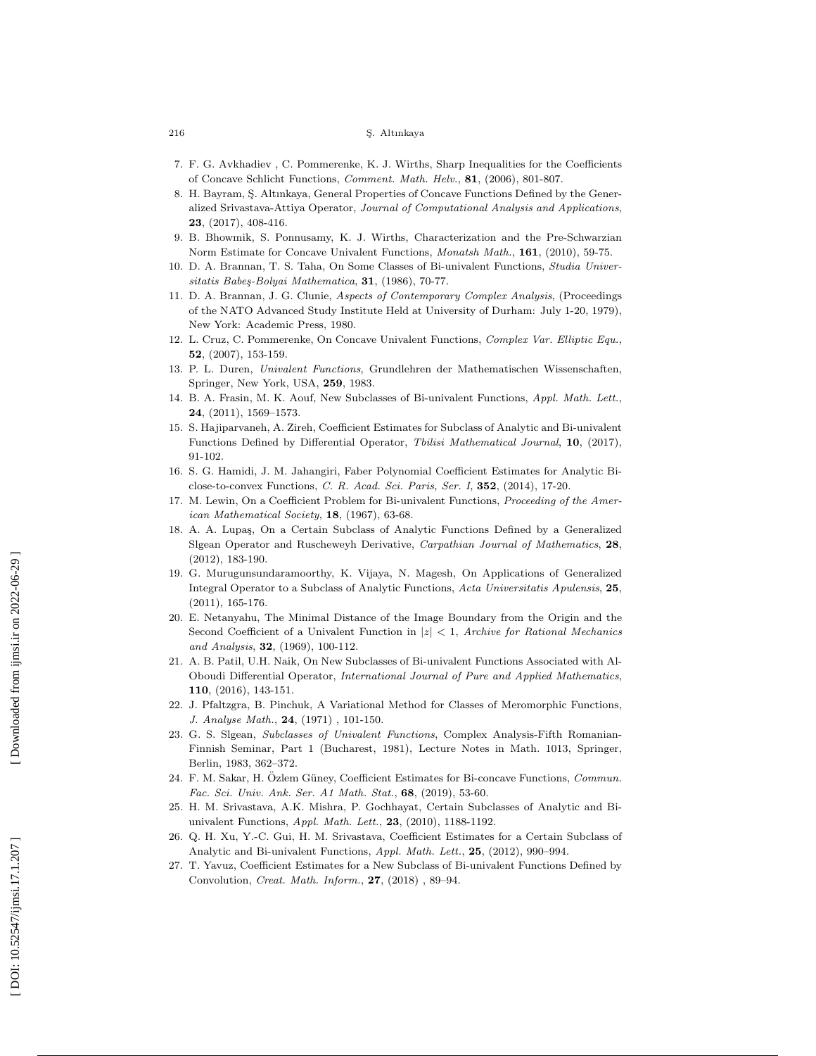7. F. G. Avkhadiev , C. Pommerenke, K. J. Wirths, Sharp Inequalities for the Coefficients of Concave Schlicht Functions, *Comment. Math. Helv.*, **81**, (2006), 801-807.
8. H. Bayram, Ş. Altınkaya, General Properties of Concave Functions Defined by the Generalized Srivastava-Attiya Operator, *Journal of Computational Analysis and Applications*, **23**, (2017), 408-416.
9. B. Bhowmik, S. Ponnusamy, K. J. Wirths, Characterization and the Pre-Schwarzian Norm Estimate for Concave Univalent Functions, *Monatsh Math.*, **161**, (2010), 59-75.
10. D. A. Brannan, T. S. Taha, On Some Classes of Bi-univalent Functions, *Studia Universitatis Babeş-Bolyai Mathematica*, **31**, (1986), 70-77.
11. D. A. Brannan, J. G. Clunie, *Aspects of Contemporary Complex Analysis*, (Proceedings of the NATO Advanced Study Institute Held at University of Durham: July 1-20, 1979), New York: Academic Press, 1980.
12. L. Cruz, C. Pommerenke, On Concave Univalent Functions, *Complex Var. Elliptic Equ.*, **52**, (2007), 153-159.
13. P. L. Duren, *Univalent Functions*, Grundlehren der Mathematischen Wissenschaften, Springer, New York, USA, **259**, 1983.
14. B. A. Frasin, M. K. Aouf, New Subclasses of Bi-univalent Functions, *Appl. Math. Lett.*, **24**, (2011), 1569–1573.
15. S. Hajiparvaneh, A. Zireh, Coefficient Estimates for Subclass of Analytic and Bi-univalent Functions Defined by Differential Operator, *Tbilisi Mathematical Journal*, **10**, (2017), 91-102.
16. S. G. Hamidi, J. M. Jahangiri, Faber Polynomial Coefficient Estimates for Analytic Bi-close-to-convex Functions, *C. R. Acad. Sci. Paris, Ser. I*, **352**, (2014), 17-20.
17. M. Lewin, On a Coefficient Problem for Bi-univalent Functions, *Proceeding of the American Mathematical Society*, **18**, (1967), 63-68.
18. A. A. Lupaş, On a Certain Subclass of Analytic Functions Defined by a Generalized Slgean Operator and Ruscheweyh Derivative, *Carpathian Journal of Mathematics*, **28**, (2012), 183-190.
19. G. Murugunsundaramoorthy, K. Vijaya, N. Magesh, On Applications of Generalized Integral Operator to a Subclass of Analytic Functions, *Acta Universitatis Apulensis*, **25**, (2011), 165-176.
20. E. Netanyahu, The Minimal Distance of the Image Boundary from the Origin and the Second Coefficient of a Univalent Function in $|z| < 1$, *Archive for Rational Mechanics and Analysis*, **32**, (1969), 100-112.
21. A. B. Patil, U.H. Naik, On New Subclasses of Bi-univalent Functions Associated with Al-Oboudi Differential Operator, *International Journal of Pure and Applied Mathematics*, **110**, (2016), 143-151.
22. J. Pfaltzgra, B. Pinchuk, A Variational Method for Classes of Meromorphic Functions, *J. Analyse Math.*, **24**, (1971) , 101-150.
23. G. S. Slgean, *Subclasses of Univalent Functions*, Complex Analysis-Fifth Romanian-Finnish Seminar, Part 1 (Bucharest, 1981), Lecture Notes in Math. 1013, Springer, Berlin, 1983, 362–372.
24. F. M. Sakar, H. Özlem Güney, Coefficient Estimates for Bi-concave Functions, *Commun. Fac. Sci. Univ. Ank. Ser. A1 Math. Stat.*, **68**, (2019), 53-60.
25. H. M. Srivastava, A.K. Mishra, P. Gochhayat, Certain Subclasses of Analytic and Bi-univalent Functions, *Appl. Math. Lett.*, **23**, (2010), 1188-1192.
26. Q. H. Xu, Y.-C. Gui, H. M. Srivastava, Coefficient Estimates for a Certain Subclass of Analytic and Bi-univalent Functions, *Appl. Math. Lett.*, **25**, (2012), 990–994.
27. T. Yavuz, Coefficient Estimates for a New Subclass of Bi-univalent Functions Defined by Convolution, *Creat. Math. Inform.*, **27**, (2018) , 89–94.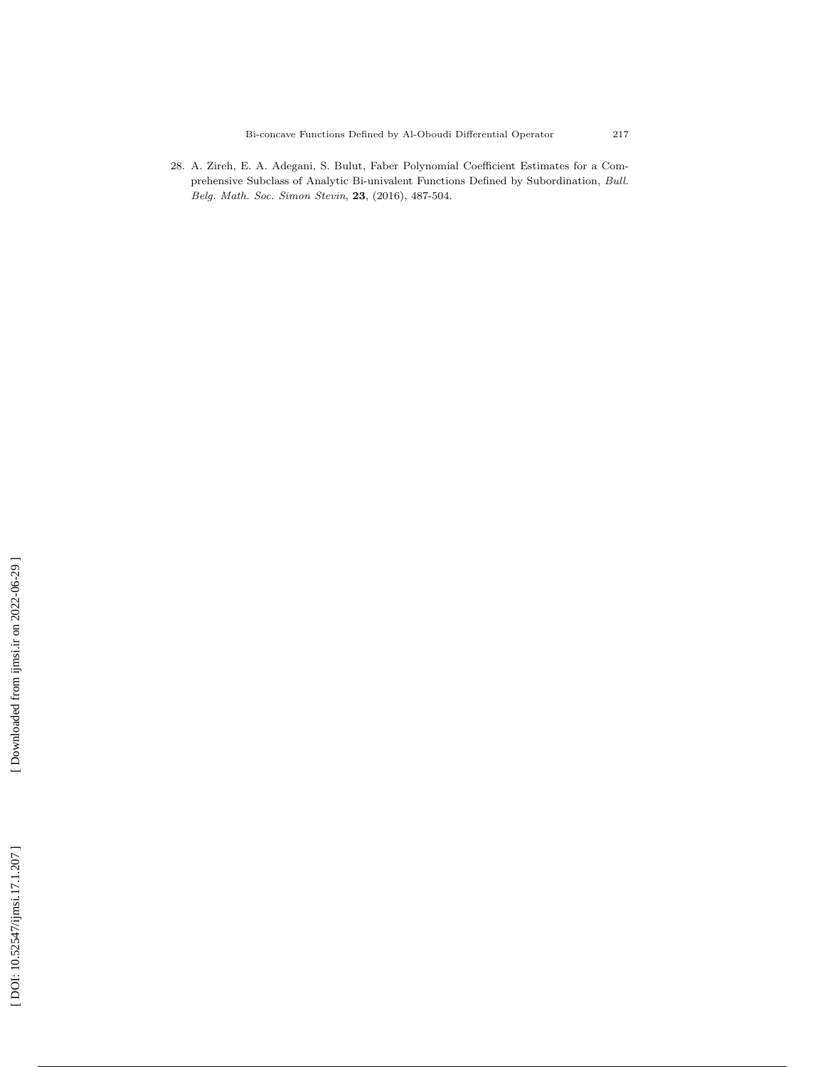28. A. Zireh, E. A. Adegani, S. Bulut, Faber Polynomial Coefficient Estimates for a Comprehensive Subclass of Analytic Bi-univalent Functions Defined by Subordination, *Bull. Belg. Math. Soc. Simon Stevin*, **23**, (2016), 487-504.